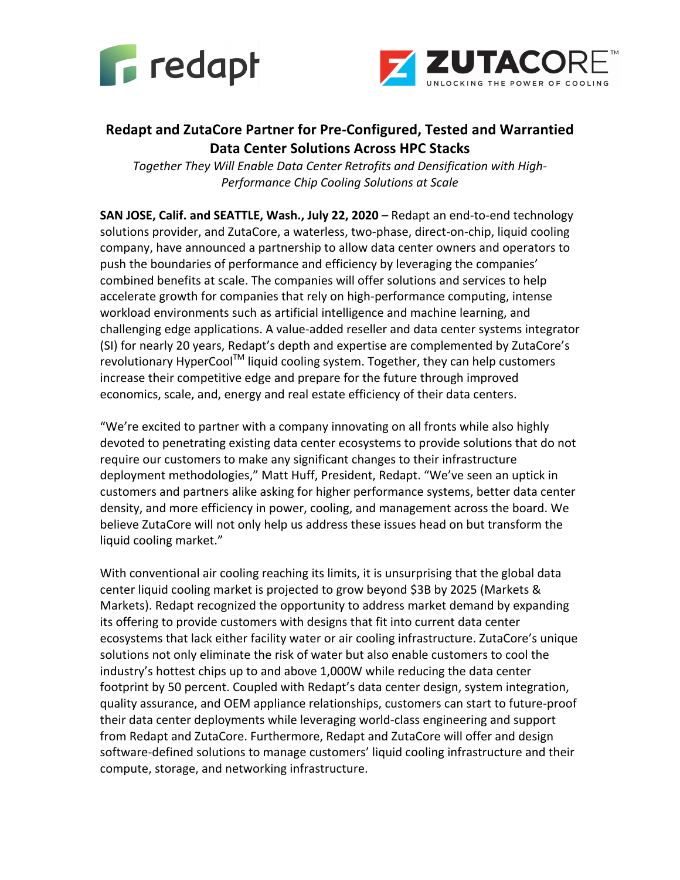# Redapt and ZutaCore Partner for Pre-Configured, Tested and Warrantied Data Center Solutions Across HPC Stacks

*Together They Will Enable Data Center Retrofits and Densification with High-Performance Chip Cooling Solutions at Scale*

**SAN JOSE, Calif. and SEATTLE, Wash., July 22, 2020** – Redapt an end-to-end technology solutions provider, and ZutaCore, a waterless, two-phase, direct-on-chip, liquid cooling company, have announced a partnership to allow data center owners and operators to push the boundaries of performance and efficiency by leveraging the companies' combined benefits at scale. The companies will offer solutions and services to help accelerate growth for companies that rely on high-performance computing, intense workload environments such as artificial intelligence and machine learning, and challenging edge applications. A value-added reseller and data center systems integrator (SI) for nearly 20 years, Redapt's depth and expertise are complemented by ZutaCore's revolutionary HyperCool™ liquid cooling system. Together, they can help customers increase their competitive edge and prepare for the future through improved economics, scale, and, energy and real estate efficiency of their data centers.

"We're excited to partner with a company innovating on all fronts while also highly devoted to penetrating existing data center ecosystems to provide solutions that do not require our customers to make any significant changes to their infrastructure deployment methodologies," Matt Huff, President, Redapt. "We've seen an uptick in customers and partners alike asking for higher performance systems, better data center density, and more efficiency in power, cooling, and management across the board. We believe ZutaCore will not only help us address these issues head on but transform the liquid cooling market."

With conventional air cooling reaching its limits, it is unsurprising that the global data center liquid cooling market is projected to grow beyond $3B by 2025 (Markets & Markets). Redapt recognized the opportunity to address market demand by expanding its offering to provide customers with designs that fit into current data center ecosystems that lack either facility water or air cooling infrastructure. ZutaCore's unique solutions not only eliminate the risk of water but also enable customers to cool the industry's hottest chips up to and above 1,000W while reducing the data center footprint by 50 percent. Coupled with Redapt's data center design, system integration, quality assurance, and OEM appliance relationships, customers can start to future-proof their data center deployments while leveraging world-class engineering and support from Redapt and ZutaCore. Furthermore, Redapt and ZutaCore will offer and design software-defined solutions to manage customers' liquid cooling infrastructure and their compute, storage, and networking infrastructure.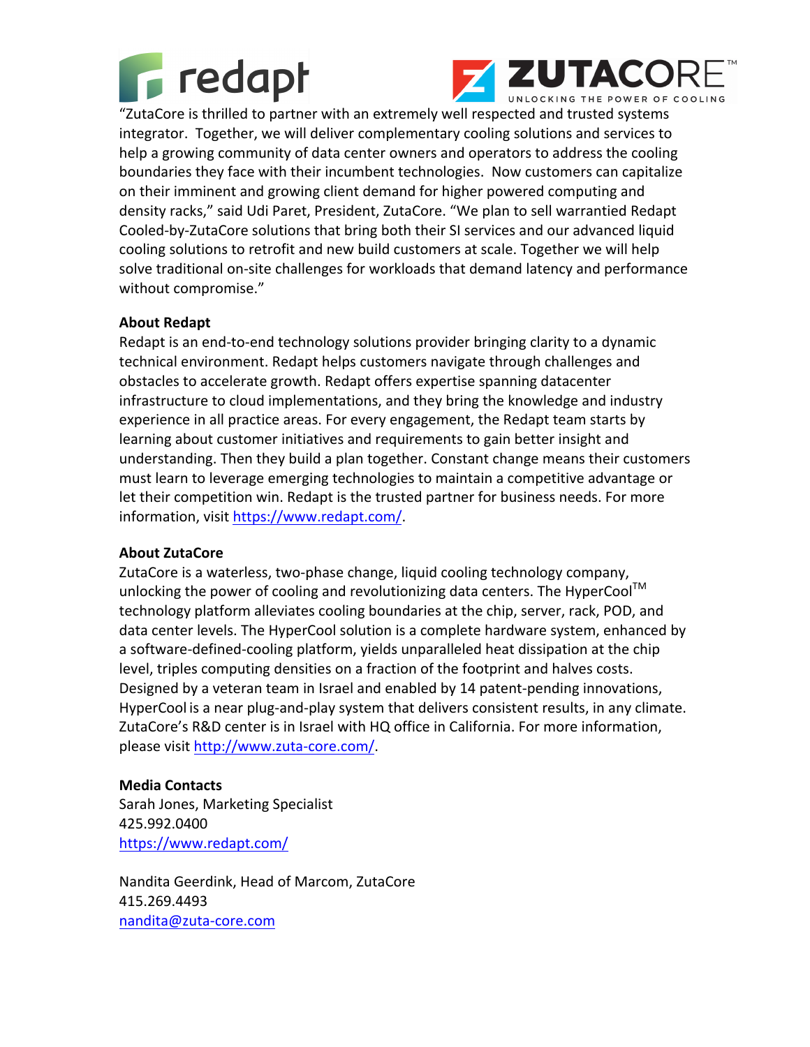"ZutaCore is thrilled to partner with an extremely well respected and trusted systems integrator. Together, we will deliver complementary cooling solutions and services to help a growing community of data center owners and operators to address the cooling boundaries they face with their incumbent technologies. Now customers can capitalize on their imminent and growing client demand for higher powered computing and density racks," said Udi Paret, President, ZutaCore. "We plan to sell warrantied Redapt Cooled-by-ZutaCore solutions that bring both their SI services and our advanced liquid cooling solutions to retrofit and new build customers at scale. Together we will help solve traditional on-site challenges for workloads that demand latency and performance without compromise."

**About Redapt**

Redapt is an end-to-end technology solutions provider bringing clarity to a dynamic technical environment. Redapt helps customers navigate through challenges and obstacles to accelerate growth. Redapt offers expertise spanning datacenter infrastructure to cloud implementations, and they bring the knowledge and industry experience in all practice areas. For every engagement, the Redapt team starts by learning about customer initiatives and requirements to gain better insight and understanding. Then they build a plan together. Constant change means their customers must learn to leverage emerging technologies to maintain a competitive advantage or let their competition win. Redapt is the trusted partner for business needs. For more information, visit https://www.redapt.com/.

**About ZutaCore**

ZutaCore is a waterless, two-phase change, liquid cooling technology company, unlocking the power of cooling and revolutionizing data centers. The HyperCool™ technology platform alleviates cooling boundaries at the chip, server, rack, POD, and data center levels. The HyperCool solution is a complete hardware system, enhanced by a software-defined-cooling platform, yields unparalleled heat dissipation at the chip level, triples computing densities on a fraction of the footprint and halves costs. Designed by a veteran team in Israel and enabled by 14 patent-pending innovations, HyperCool is a near plug-and-play system that delivers consistent results, in any climate. ZutaCore's R&D center is in Israel with HQ office in California. For more information, please visit http://www.zuta-core.com/.

**Media Contacts**

Sarah Jones, Marketing Specialist
425.992.0400
https://www.redapt.com/

Nandita Geerdink, Head of Marcom, ZutaCore
415.269.4493
nandita@zuta-core.com